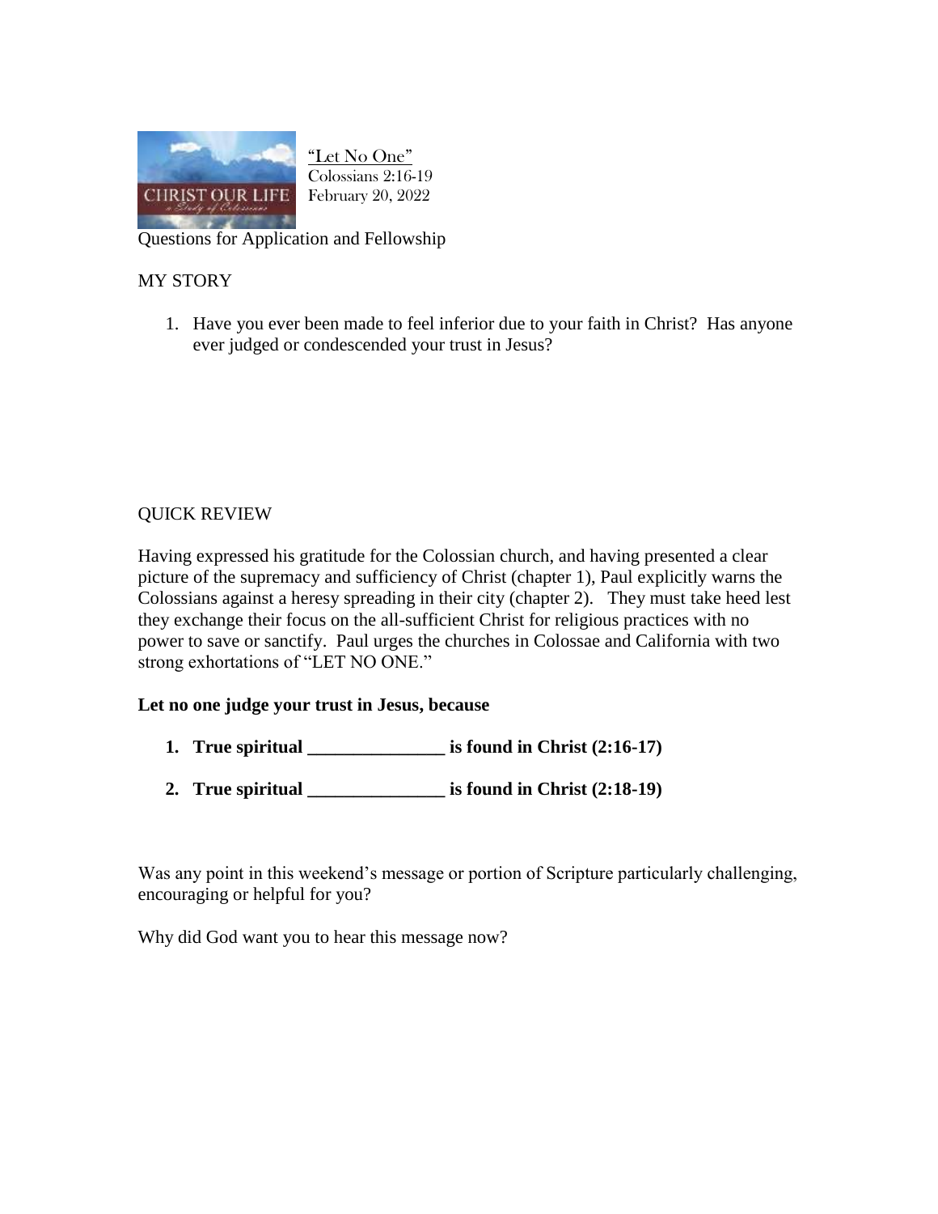"Let No One"
Colossians 2:16-19
February 20, 2022

Questions for Application and Fellowship

## MY STORY

1. Have you ever been made to feel inferior due to your faith in Christ? Has anyone ever judged or condescended your trust in Jesus?

## QUICK REVIEW

Having expressed his gratitude for the Colossian church, and having presented a clear picture of the supremacy and sufficiency of Christ (chapter 1), Paul explicitly warns the Colossians against a heresy spreading in their city (chapter 2). They must take heed lest they exchange their focus on the all-sufficient Christ for religious practices with no power to save or sanctify. Paul urges the churches in Colossae and California with two strong exhortations of "LET NO ONE."

**Let no one judge your trust in Jesus, because**

1. **True spiritual _______________ is found in Christ (2:16-17)**
2. **True spiritual _______________ is found in Christ (2:18-19)**

Was any point in this weekend's message or portion of Scripture particularly challenging, encouraging or helpful for you?

Why did God want you to hear this message now?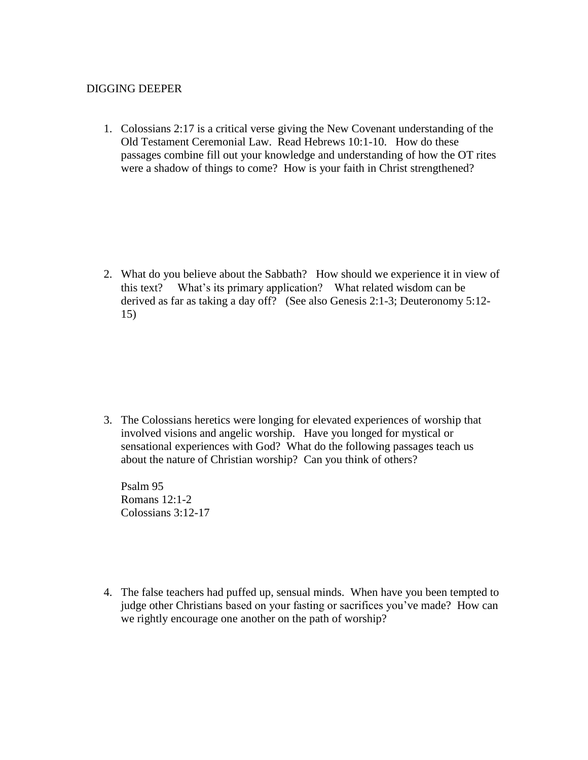DIGGING DEEPER

1. Colossians 2:17 is a critical verse giving the New Covenant understanding of the Old Testament Ceremonial Law. Read Hebrews 10:1-10. How do these passages combine fill out your knowledge and understanding of how the OT rites were a shadow of things to come? How is your faith in Christ strengthened?

2. What do you believe about the Sabbath? How should we experience it in view of this text? What's its primary application? What related wisdom can be derived as far as taking a day off? (See also Genesis 2:1-3; Deuteronomy 5:12-15)

3. The Colossians heretics were longing for elevated experiences of worship that involved visions and angelic worship. Have you longed for mystical or sensational experiences with God? What do the following passages teach us about the nature of Christian worship? Can you think of others?

   Psalm 95
   Romans 12:1-2
   Colossians 3:12-17

4. The false teachers had puffed up, sensual minds. When have you been tempted to judge other Christians based on your fasting or sacrifices you've made? How can we rightly encourage one another on the path of worship?